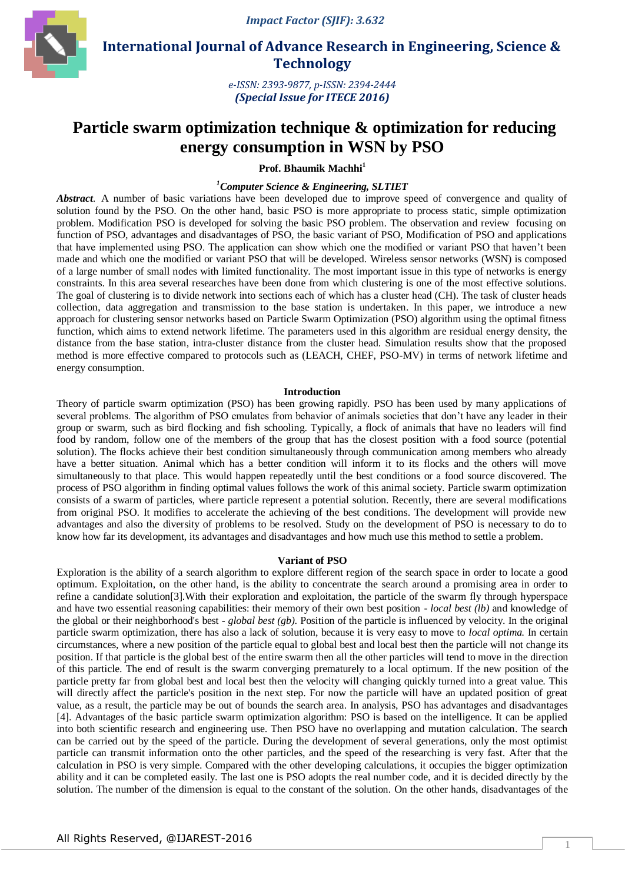Impact Factor (SJIF): 3.632

# International Journal of Advance Research in Engineering, Science & Technology

*e-ISSN: 2393-9877, p-ISSN: 2394-2444*
***(Special Issue for ITECE 2016)***

# Particle swarm optimization technique & optimization for reducing energy consumption in WSN by PSO

**Prof. Bhaumik Machhi[1]**

*[1]Computer Science & Engineering, SLTIET*

***Abstract.*** A number of basic variations have been developed due to improve speed of convergence and quality of solution found by the PSO. On the other hand, basic PSO is more appropriate to process static, simple optimization problem. Modification PSO is developed for solving the basic PSO problem. The observation and review focusing on function of PSO, advantages and disadvantages of PSO, the basic variant of PSO, Modification of PSO and applications that have implemented using PSO. The application can show which one the modified or variant PSO that haven't been made and which one the modified or variant PSO that will be developed. Wireless sensor networks (WSN) is composed of a large number of small nodes with limited functionality. The most important issue in this type of networks is energy constraints. In this area several researches have been done from which clustering is one of the most effective solutions. The goal of clustering is to divide network into sections each of which has a cluster head (CH). The task of cluster heads collection, data aggregation and transmission to the base station is undertaken. In this paper, we introduce a new approach for clustering sensor networks based on Particle Swarm Optimization (PSO) algorithm using the optimal fitness function, which aims to extend network lifetime. The parameters used in this algorithm are residual energy density, the distance from the base station, intra-cluster distance from the cluster head. Simulation results show that the proposed method is more effective compared to protocols such as (LEACH, CHEF, PSO-MV) in terms of network lifetime and energy consumption.

## Introduction

Theory of particle swarm optimization (PSO) has been growing rapidly. PSO has been used by many applications of several problems. The algorithm of PSO emulates from behavior of animals societies that don't have any leader in their group or swarm, such as bird flocking and fish schooling. Typically, a flock of animals that have no leaders will find food by random, follow one of the members of the group that has the closest position with a food source (potential solution). The flocks achieve their best condition simultaneously through communication among members who already have a better situation. Animal which has a better condition will inform it to its flocks and the others will move simultaneously to that place. This would happen repeatedly until the best conditions or a food source discovered. The process of PSO algorithm in finding optimal values follows the work of this animal society. Particle swarm optimization consists of a swarm of particles, where particle represent a potential solution. Recently, there are several modifications from original PSO. It modifies to accelerate the achieving of the best conditions. The development will provide new advantages and also the diversity of problems to be resolved. Study on the development of PSO is necessary to do to know how far its development, its advantages and disadvantages and how much use this method to settle a problem.

## Variant of PSO

Exploration is the ability of a search algorithm to explore different region of the search space in order to locate a good optimum. Exploitation, on the other hand, is the ability to concentrate the search around a promising area in order to refine a candidate solution[3].With their exploration and exploitation, the particle of the swarm fly through hyperspace and have two essential reasoning capabilities: their memory of their own best position - *local best (lb)* and knowledge of the global or their neighborhood's best - *global best (gb).* Position of the particle is influenced by velocity. In the original particle swarm optimization, there has also a lack of solution, because it is very easy to move to *local optima.* In certain circumstances, where a new position of the particle equal to global best and local best then the particle will not change its position. If that particle is the global best of the entire swarm then all the other particles will tend to move in the direction of this particle. The end of result is the swarm converging prematurely to a local optimum. If the new position of the particle pretty far from global best and local best then the velocity will changing quickly turned into a great value. This will directly affect the particle's position in the next step. For now the particle will have an updated position of great value, as a result, the particle may be out of bounds the search area. In analysis, PSO has advantages and disadvantages [4]. Advantages of the basic particle swarm optimization algorithm: PSO is based on the intelligence. It can be applied into both scientific research and engineering use. Then PSO have no overlapping and mutation calculation. The search can be carried out by the speed of the particle. During the development of several generations, only the most optimist particle can transmit information onto the other particles, and the speed of the researching is very fast. After that the calculation in PSO is very simple. Compared with the other developing calculations, it occupies the bigger optimization ability and it can be completed easily. The last one is PSO adopts the real number code, and it is decided directly by the solution. The number of the dimension is equal to the constant of the solution. On the other hands, disadvantages of the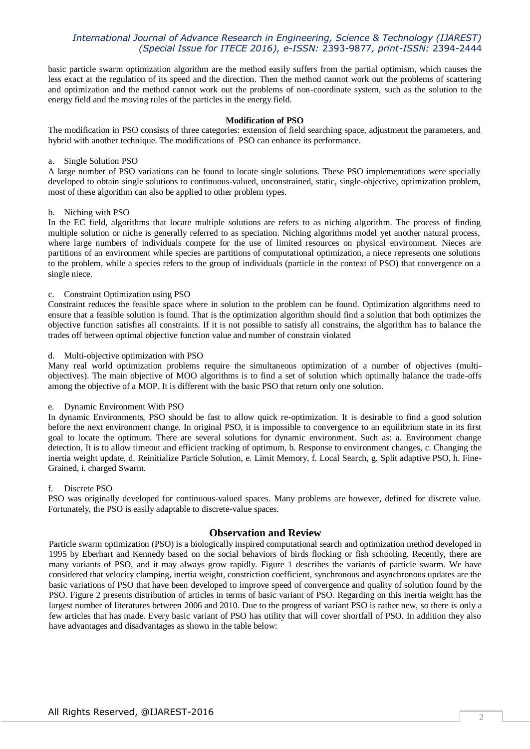basic particle swarm optimization algorithm are the method easily suffers from the partial optimism, which causes the less exact at the regulation of its speed and the direction. Then the method cannot work out the problems of scattering and optimization and the method cannot work out the problems of non-coordinate system, such as the solution to the energy field and the moving rules of the particles in the energy field.

**Modification of PSO**

The modification in PSO consists of three categories: extension of field searching space, adjustment the parameters, and hybrid with another technique. The modifications of PSO can enhance its performance.

a. Single Solution PSO

A large number of PSO variations can be found to locate single solutions. These PSO implementations were specially developed to obtain single solutions to continuous-valued, unconstrained, static, single-objective, optimization problem, most of these algorithm can also be applied to other problem types.

b. Niching with PSO

In the EC field, algorithms that locate multiple solutions are refers to as niching algorithm. The process of finding multiple solution or niche is generally referred to as speciation. Niching algorithms model yet another natural process, where large numbers of individuals compete for the use of limited resources on physical environment. Nieces are partitions of an environment while species are partitions of computational optimization, a niece represents one solutions to the problem, while a species refers to the group of individuals (particle in the context of PSO) that convergence on a single niece.

c. Constraint Optimization using PSO

Constraint reduces the feasible space where in solution to the problem can be found. Optimization algorithms need to ensure that a feasible solution is found. That is the optimization algorithm should find a solution that both optimizes the objective function satisfies all constraints. If it is not possible to satisfy all constrains, the algorithm has to balance the trades off between optimal objective function value and number of constrain violated

d. Multi-objective optimization with PSO

Many real world optimization problems require the simultaneous optimization of a number of objectives (multi-objectives). The main objective of MOO algorithms is to find a set of solution which optimally balance the trade-offs among the objective of a MOP. It is different with the basic PSO that return only one solution.

e. Dynamic Environment With PSO

In dynamic Environments, PSO should be fast to allow quick re-optimization. It is desirable to find a good solution before the next environment change. In original PSO, it is impossible to convergence to an equilibrium state in its first goal to locate the optimum. There are several solutions for dynamic environment. Such as: a. Environment change detection, It is to allow timeout and efficient tracking of optimum, b. Response to environment changes, c. Changing the inertia weight update, d. Reinitialize Particle Solution, e. Limit Memory, f. Local Search, g. Split adaptive PSO, h. Fine-Grained, i. charged Swarm.

f. Discrete PSO

PSO was originally developed for continuous-valued spaces. Many problems are however, defined for discrete value. Fortunately, the PSO is easily adaptable to discrete-value spaces.

## Observation and Review

Particle swarm optimization (PSO) is a biologically inspired computational search and optimization method developed in 1995 by Eberhart and Kennedy based on the social behaviors of birds flocking or fish schooling. Recently, there are many variants of PSO, and it may always grow rapidly. Figure 1 describes the variants of particle swarm. We have considered that velocity clamping, inertia weight, constriction coefficient, synchronous and asynchronous updates are the basic variations of PSO that have been developed to improve speed of convergence and quality of solution found by the PSO. Figure 2 presents distribution of articles in terms of basic variant of PSO. Regarding on this inertia weight has the largest number of literatures between 2006 and 2010. Due to the progress of variant PSO is rather new, so there is only a few articles that has made. Every basic variant of PSO has utility that will cover shortfall of PSO. In addition they also have advantages and disadvantages as shown in the table below: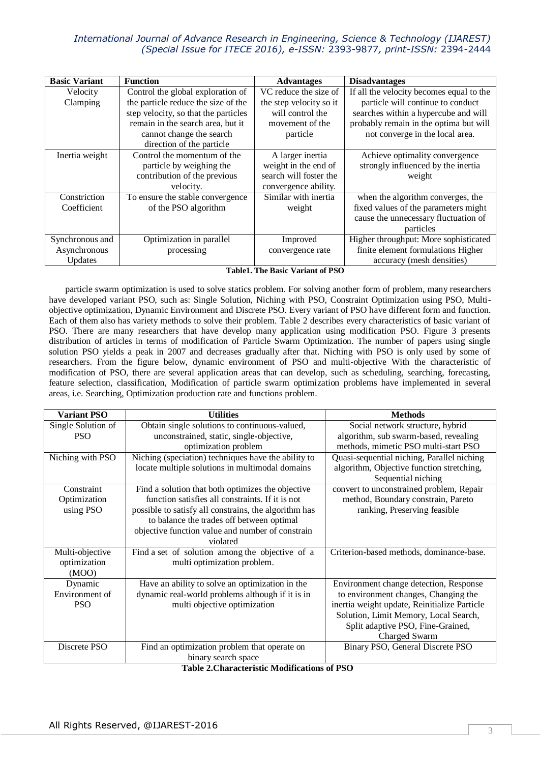| Basic Variant | Function | Advantages | Disadvantages |
|---|---|---|---|
| Velocity Clamping | Control the global exploration of the particle reduce the size of the step velocity, so that the particles remain in the search area, but it cannot change the search direction of the particle | VC reduce the size of the step velocity so it will control the movement of the particle | If all the velocity becomes equal to the particle will continue to conduct searches within a hypercube and will probably remain in the optima but will not converge in the local area. |
| Inertia weight | Control the momentum of the particle by weighing the contribution of the previous velocity. | A larger inertia weight in the end of search will foster the convergence ability. | Achieve optimality convergence strongly influenced by the inertia weight |
| Constriction Coefficient | To ensure the stable convergence of the PSO algorithm | Similar with inertia weight | when the algorithm converges, the fixed values of the parameters might cause the unnecessary fluctuation of particles |
| Synchronous and Asynchronous Updates | Optimization in parallel processing | Improved convergence rate | Higher throughput: More sophisticated finite element formulations Higher accuracy (mesh densities) |

**Table1. The Basic Variant of PSO**

particle swarm optimization is used to solve statics problem. For solving another form of problem, many researchers have developed variant PSO, such as: Single Solution, Niching with PSO, Constraint Optimization using PSO, Multi-objective optimization, Dynamic Environment and Discrete PSO. Every variant of PSO have different form and function. Each of them also has variety methods to solve their problem. Table 2 describes every characteristics of basic variant of PSO. There are many researchers that have develop many application using modification PSO. Figure 3 presents distribution of articles in terms of modification of Particle Swarm Optimization. The number of papers using single solution PSO yields a peak in 2007 and decreases gradually after that. Niching with PSO is only used by some of researchers. From the figure below, dynamic environment of PSO and multi-objective With the characteristic of modification of PSO, there are several application areas that can develop, such as scheduling, searching, forecasting, feature selection, classification, Modification of particle swarm optimization problems have implemented in several areas, i.e. Searching, Optimization production rate and functions problem.

| Variant PSO | Utilities | Methods |
|---|---|---|
| Single Solution of PSO | Obtain single solutions to continuous-valued, unconstrained, static, single-objective, optimization problem | Social network structure, hybrid algorithm, sub swarm-based, revealing methods, mimetic PSO multi-start PSO |
| Niching with PSO | Niching (speciation) techniques have the ability to locate multiple solutions in multimodal domains | Quasi-sequential niching, Parallel niching algorithm, Objective function stretching, Sequential niching |
| Constraint Optimization using PSO | Find a solution that both optimizes the objective function satisfies all constraints. If it is not possible to satisfy all constrains, the algorithm has to balance the trades off between optimal objective function value and number of constrain violated | convert to unconstrained problem, Repair method, Boundary constrain, Pareto ranking, Preserving feasible |
| Multi-objective optimization (MOO) | Find a set of solution among the objective of a multi optimization problem. | Criterion-based methods, dominance-base. |
| Dynamic Environment of PSO | Have an ability to solve an optimization in the dynamic real-world problems although if it is in multi objective optimization | Environment change detection, Response to environment changes, Changing the inertia weight update, Reinitialize Particle Solution, Limit Memory, Local Search, Split adaptive PSO, Fine-Grained, Charged Swarm |
| Discrete PSO | Find an optimization problem that operate on binary search space | Binary PSO, General Discrete PSO |

**Table 2.Characteristic Modifications of PSO**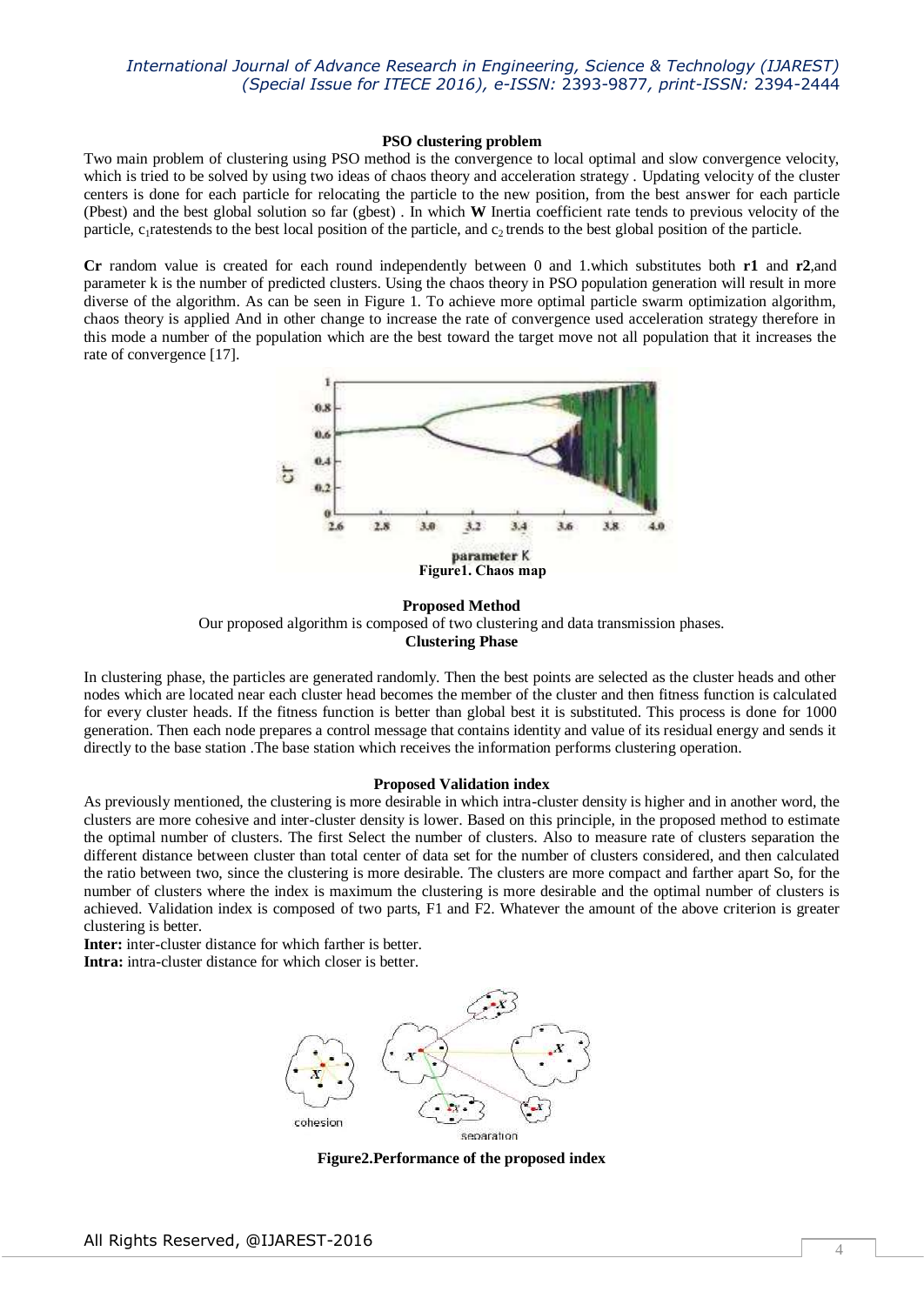### PSO clustering problem

Two main problem of clustering using PSO method is the convergence to local optimal and slow convergence velocity, which is tried to be solved by using two ideas of chaos theory and acceleration strategy . Updating velocity of the cluster centers is done for each particle for relocating the particle to the new position, from the best answer for each particle (Pbest) and the best global solution so far (gbest) . In which **W** Inertia coefficient rate tends to previous velocity of the particle, $c_1$ratestends to the best local position of the particle, and $c_2$ trends to the best global position of the particle.

**Cr** random value is created for each round independently between 0 and 1.which substitutes both **r1** and **r2**,and parameter k is the number of predicted clusters. Using the chaos theory in PSO population generation will result in more diverse of the algorithm. As can be seen in Figure 1. To achieve more optimal particle swarm optimization algorithm, chaos theory is applied And in other change to increase the rate of convergence used acceleration strategy therefore in this mode a number of the population which are the best toward the target move not all population that it increases the rate of convergence [17].

**Figure1. Chaos map**

### Proposed Method

Our proposed algorithm is composed of two clustering and data transmission phases.

### Clustering Phase

In clustering phase, the particles are generated randomly. Then the best points are selected as the cluster heads and other nodes which are located near each cluster head becomes the member of the cluster and then fitness function is calculated for every cluster heads. If the fitness function is better than global best it is substituted. This process is done for 1000 generation. Then each node prepares a control message that contains identity and value of its residual energy and sends it directly to the base station .The base station which receives the information performs clustering operation.

### Proposed Validation index

As previously mentioned, the clustering is more desirable in which intra-cluster density is higher and in another word, the clusters are more cohesive and inter-cluster density is lower. Based on this principle, in the proposed method to estimate the optimal number of clusters. The first Select the number of clusters. Also to measure rate of clusters separation the different distance between cluster than total center of data set for the number of clusters considered, and then calculated the ratio between two, since the clustering is more desirable. The clusters are more compact and farther apart So, for the number of clusters where the index is maximum the clustering is more desirable and the optimal number of clusters is achieved. Validation index is composed of two parts, F1 and F2. Whatever the amount of the above criterion is greater clustering is better.

**Inter:** inter-cluster distance for which farther is better.

**Intra:** intra-cluster distance for which closer is better.

**Figure2.Performance of the proposed index**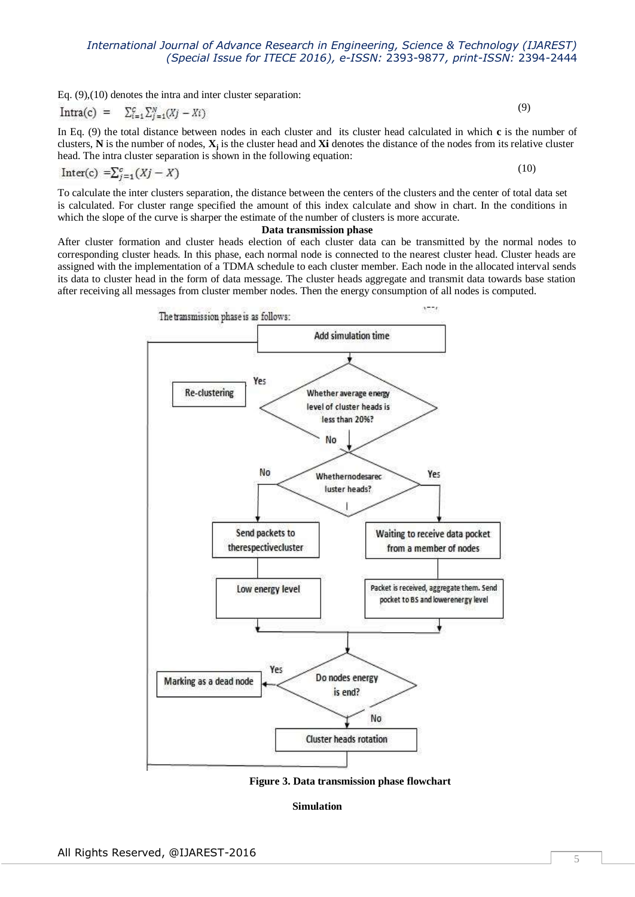Eq. (9),(10) denotes the intra and inter cluster separation:

$$\text{Intra(c)} = \sum_{i=1}^{c}\sum_{j=1}^{N}(Xj - Xi) \tag{9}$$

In Eq. (9) the total distance between nodes in each cluster and its cluster head calculated in which **c** is the number of clusters, **N** is the number of nodes, $\mathbf{X_j}$ is the cluster head and **Xi** denotes the distance of the nodes from its relative cluster head. The intra cluster separation is shown in the following equation:

$$\text{Inter(c)} = \sum_{j=1}^{c}(Xj - X) \tag{10}$$

To calculate the inter clusters separation, the distance between the centers of the clusters and the center of total data set is calculated. For cluster range specified the amount of this index calculate and show in chart. In the conditions in which the slope of the curve is sharper the estimate of the number of clusters is more accurate.

**Data transmission phase**

After cluster formation and cluster heads election of each cluster data can be transmitted by the normal nodes to corresponding cluster heads. In this phase, each normal node is connected to the nearest cluster head. Cluster heads are assigned with the implementation of a TDMA schedule to each cluster member. Each node in the allocated interval sends its data to cluster head in the form of data message. The cluster heads aggregate and transmit data towards base station after receiving all messages from cluster member nodes. Then the energy consumption of all nodes is computed.

The transmission phase is as follows:

**Figure 3. Data transmission phase flowchart**

**Simulation**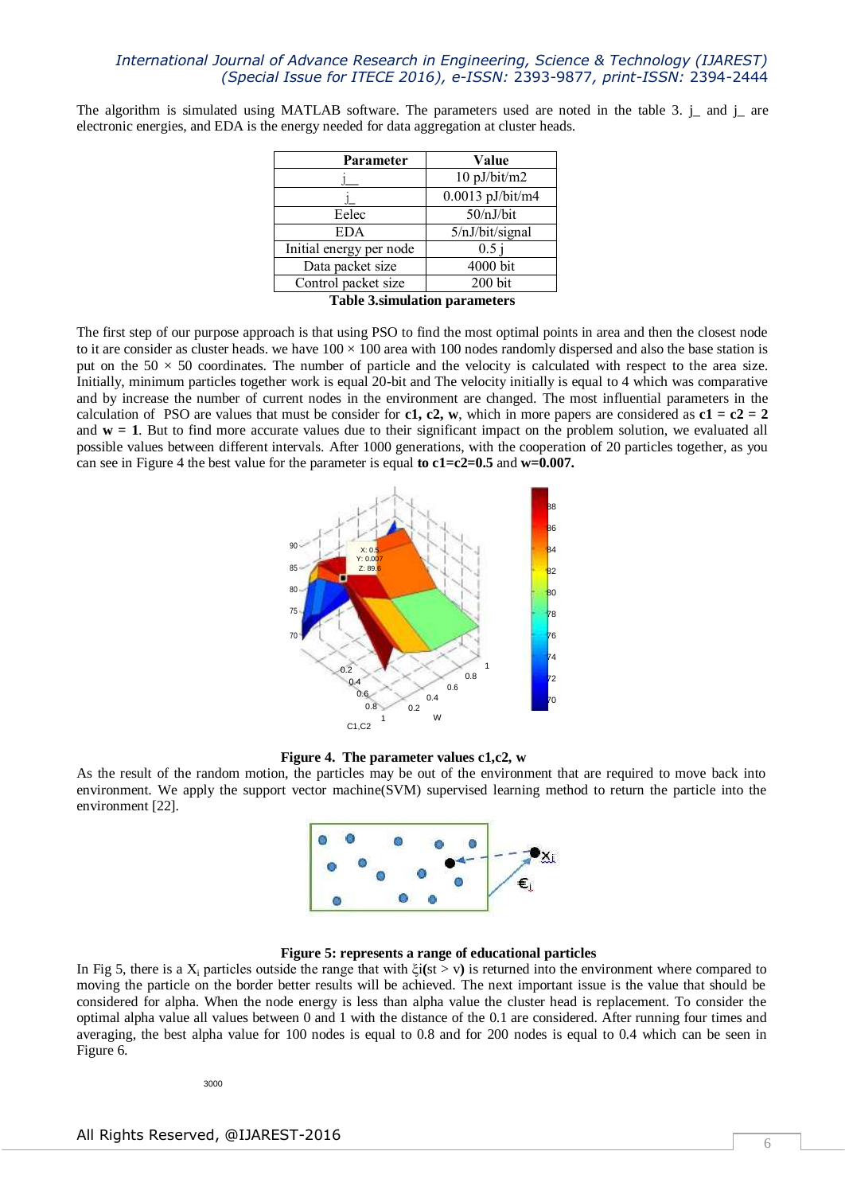The algorithm is simulated using MATLAB software. The parameters used are noted in the table 3. j_ and j_ are electronic energies, and EDA is the energy needed for data aggregation at cluster heads.

| Parameter | Value |
|---|---|
| j__ | 10 pJ/bit/m2 |
| j_ | 0.0013 pJ/bit/m4 |
| Eelec | 50/nJ/bit |
| EDA | 5/nJ/bit/signal |
| Initial energy per node | 0.5 j |
| Data packet size | 4000 bit |
| Control packet size | 200 bit |

**Table 3.simulation parameters**

The first step of our purpose approach is that using PSO to find the most optimal points in area and then the closest node to it are consider as cluster heads. we have $100 \times 100$ area with 100 nodes randomly dispersed and also the base station is put on the $50 \times 50$ coordinates. The number of particle and the velocity is calculated with respect to the area size. Initially, minimum particles together work is equal 20-bit and The velocity initially is equal to 4 which was comparative and by increase the number of current nodes in the environment are changed. The most influential parameters in the calculation of PSO are values that must be consider for **c1, c2, w**, which in more papers are considered as **c1 = c2 = 2** and **w = 1**. But to find more accurate values due to their significant impact on the problem solution, we evaluated all possible values between different intervals. After 1000 generations, with the cooperation of 20 particles together, as you can see in Figure 4 the best value for the parameter is equal **to c1=c2=0.5** and **w=0.007.**

**Figure 4. The parameter values c1,c2, w**

As the result of the random motion, the particles may be out of the environment that are required to move back into environment. We apply the support vector machine(SVM) supervised learning method to return the particle into the environment [22].

**Figure 5: represents a range of educational particles**

In Fig 5, there is a $X_i$ particles outside the range that with $\xi_i$**(**st > v**)** is returned into the environment where compared to moving the particle on the border better results will be achieved. The next important issue is the value that should be considered for alpha. When the node energy is less than alpha value the cluster head is replacement. To consider the optimal alpha value all values between 0 and 1 with the distance of the 0.1 are considered. After running four times and averaging, the best alpha value for 100 nodes is equal to 0.8 and for 200 nodes is equal to 0.4 which can be seen in Figure 6.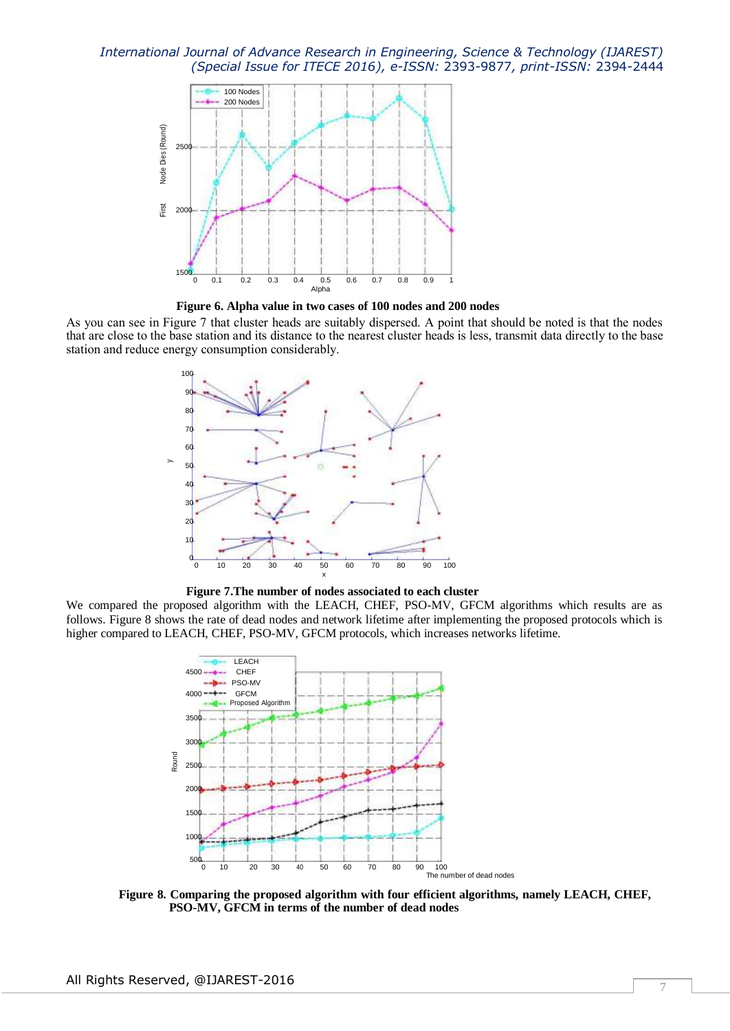**Figure 6. Alpha value in two cases of 100 nodes and 200 nodes**

As you can see in Figure 7 that cluster heads are suitably dispersed. A point that should be noted is that the nodes that are close to the base station and its distance to the nearest cluster heads is less, transmit data directly to the base station and reduce energy consumption considerably.

**Figure 7.The number of nodes associated to each cluster**

We compared the proposed algorithm with the LEACH, CHEF, PSO-MV, GFCM algorithms which results are as follows. Figure 8 shows the rate of dead nodes and network lifetime after implementing the proposed protocols which is higher compared to LEACH, CHEF, PSO-MV, GFCM protocols, which increases networks lifetime.

**Figure 8. Comparing the proposed algorithm with four efficient algorithms, namely LEACH, CHEF, PSO-MV, GFCM in terms of the number of dead nodes**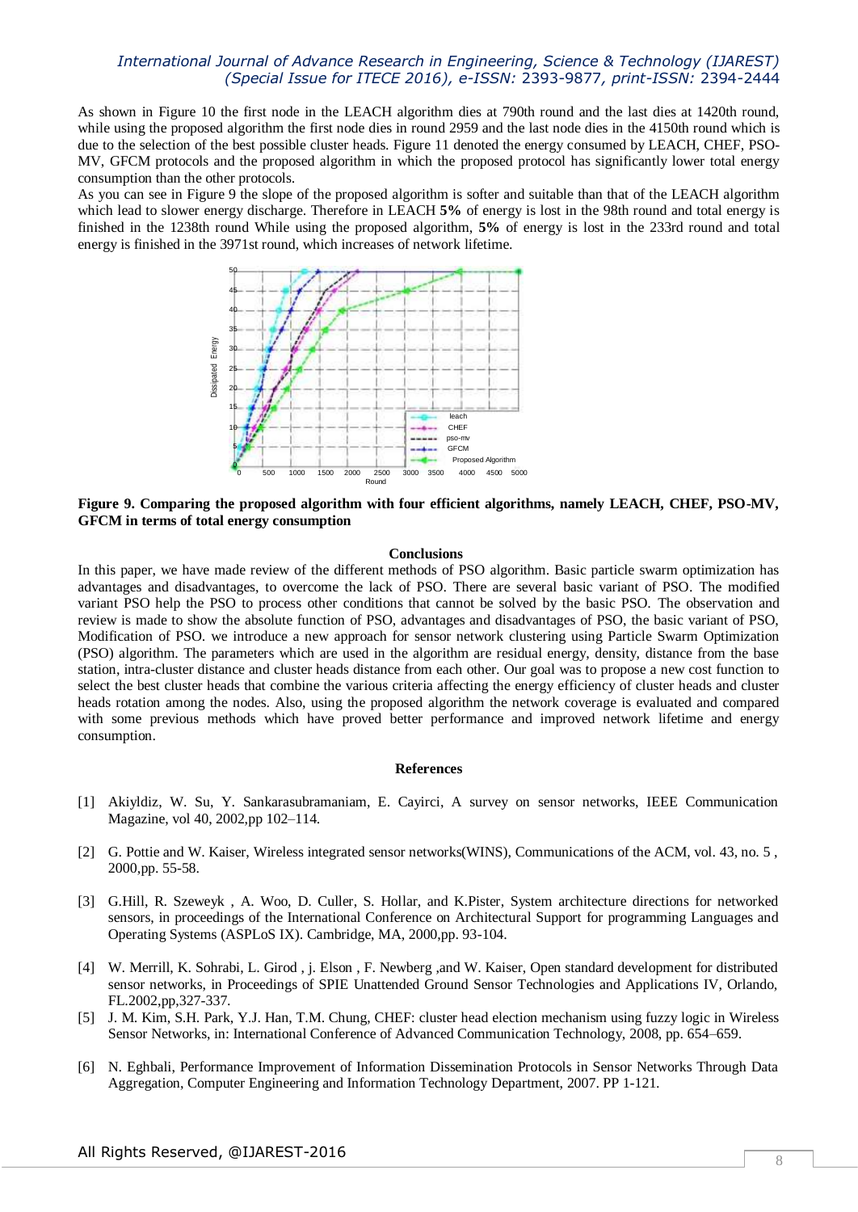As shown in Figure 10 the first node in the LEACH algorithm dies at 790th round and the last dies at 1420th round, while using the proposed algorithm the first node dies in round 2959 and the last node dies in the 4150th round which is due to the selection of the best possible cluster heads. Figure 11 denoted the energy consumed by LEACH, CHEF, PSO-MV, GFCM protocols and the proposed algorithm in which the proposed protocol has significantly lower total energy consumption than the other protocols.

As you can see in Figure 9 the slope of the proposed algorithm is softer and suitable than that of the LEACH algorithm which lead to slower energy discharge. Therefore in LEACH **5%** of energy is lost in the 98th round and total energy is finished in the 1238th round While using the proposed algorithm, **5%** of energy is lost in the 233rd round and total energy is finished in the 3971st round, which increases of network lifetime.

**Figure 9. Comparing the proposed algorithm with four efficient algorithms, namely LEACH, CHEF, PSO-MV, GFCM in terms of total energy consumption**

## Conclusions

In this paper, we have made review of the different methods of PSO algorithm. Basic particle swarm optimization has advantages and disadvantages, to overcome the lack of PSO. There are several basic variant of PSO. The modified variant PSO help the PSO to process other conditions that cannot be solved by the basic PSO. The observation and review is made to show the absolute function of PSO, advantages and disadvantages of PSO, the basic variant of PSO, Modification of PSO. we introduce a new approach for sensor network clustering using Particle Swarm Optimization (PSO) algorithm. The parameters which are used in the algorithm are residual energy, density, distance from the base station, intra-cluster distance and cluster heads distance from each other. Our goal was to propose a new cost function to select the best cluster heads that combine the various criteria affecting the energy efficiency of cluster heads and cluster heads rotation among the nodes. Also, using the proposed algorithm the network coverage is evaluated and compared with some previous methods which have proved better performance and improved network lifetime and energy consumption.

## References

[1] Akiyldiz, W. Su, Y. Sankarasubramaniam, E. Cayirci, A survey on sensor networks, IEEE Communication Magazine, vol 40, 2002,pp 102–114.

[2] G. Pottie and W. Kaiser, Wireless integrated sensor networks(WINS), Communications of the ACM, vol. 43, no. 5 , 2000,pp. 55-58.

[3] G.Hill, R. Szeweyk , A. Woo, D. Culler, S. Hollar, and K.Pister, System architecture directions for networked sensors, in proceedings of the International Conference on Architectural Support for programming Languages and Operating Systems (ASPLoS IX). Cambridge, MA, 2000,pp. 93-104.

[4] W. Merrill, K. Sohrabi, L. Girod , j. Elson , F. Newberg ,and W. Kaiser, Open standard development for distributed sensor networks, in Proceedings of SPIE Unattended Ground Sensor Technologies and Applications IV, Orlando, FL.2002,pp,327-337.

[5] J. M. Kim, S.H. Park, Y.J. Han, T.M. Chung, CHEF: cluster head election mechanism using fuzzy logic in Wireless Sensor Networks, in: International Conference of Advanced Communication Technology, 2008, pp. 654–659.

[6] N. Eghbali, Performance Improvement of Information Dissemination Protocols in Sensor Networks Through Data Aggregation, Computer Engineering and Information Technology Department, 2007. PP 1-121.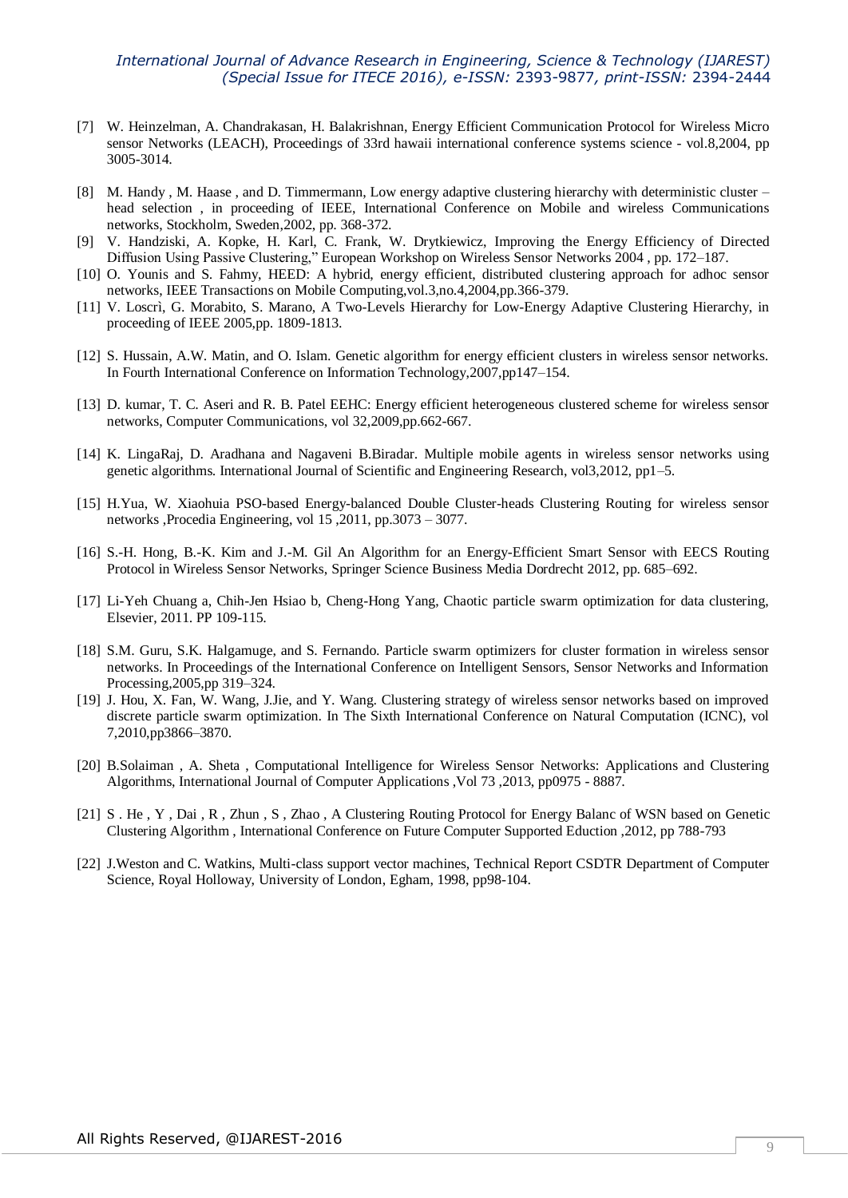[7] W. Heinzelman, A. Chandrakasan, H. Balakrishnan, Energy Efficient Communication Protocol for Wireless Micro sensor Networks (LEACH), Proceedings of 33rd hawaii international conference systems science - vol.8,2004, pp 3005-3014.

[8] M. Handy , M. Haase , and D. Timmermann, Low energy adaptive clustering hierarchy with deterministic cluster – head selection , in proceeding of IEEE, International Conference on Mobile and wireless Communications networks, Stockholm, Sweden,2002, pp. 368-372.

[9] V. Handziski, A. Kopke, H. Karl, C. Frank, W. Drytkiewicz, Improving the Energy Efficiency of Directed Diffusion Using Passive Clustering," European Workshop on Wireless Sensor Networks 2004 , pp. 172–187.

[10] O. Younis and S. Fahmy, HEED: A hybrid, energy efficient, distributed clustering approach for adhoc sensor networks, IEEE Transactions on Mobile Computing,vol.3,no.4,2004,pp.366-379.

[11] V. Loscrì, G. Morabito, S. Marano, A Two-Levels Hierarchy for Low-Energy Adaptive Clustering Hierarchy, in proceeding of IEEE 2005,pp. 1809-1813.

[12] S. Hussain, A.W. Matin, and O. Islam. Genetic algorithm for energy efficient clusters in wireless sensor networks. In Fourth International Conference on Information Technology,2007,pp147–154.

[13] D. kumar, T. C. Aseri and R. B. Patel EEHC: Energy efficient heterogeneous clustered scheme for wireless sensor networks, Computer Communications, vol 32,2009,pp.662-667.

[14] K. LingaRaj, D. Aradhana and Nagaveni B.Biradar. Multiple mobile agents in wireless sensor networks using genetic algorithms. International Journal of Scientific and Engineering Research, vol3,2012, pp1–5.

[15] H.Yua, W. Xiaohuia PSO-based Energy-balanced Double Cluster-heads Clustering Routing for wireless sensor networks ,Procedia Engineering, vol 15 ,2011, pp.3073 – 3077.

[16] S.-H. Hong, B.-K. Kim and J.-M. Gil An Algorithm for an Energy-Efficient Smart Sensor with EECS Routing Protocol in Wireless Sensor Networks, Springer Science Business Media Dordrecht 2012, pp. 685–692.

[17] Li-Yeh Chuang a, Chih-Jen Hsiao b, Cheng-Hong Yang, Chaotic particle swarm optimization for data clustering, Elsevier, 2011. PP 109-115.

[18] S.M. Guru, S.K. Halgamuge, and S. Fernando. Particle swarm optimizers for cluster formation in wireless sensor networks. In Proceedings of the International Conference on Intelligent Sensors, Sensor Networks and Information Processing,2005,pp 319–324.

[19] J. Hou, X. Fan, W. Wang, J.Jie, and Y. Wang. Clustering strategy of wireless sensor networks based on improved discrete particle swarm optimization. In The Sixth International Conference on Natural Computation (ICNC), vol 7,2010,pp3866–3870.

[20] B.Solaiman , A. Sheta , Computational Intelligence for Wireless Sensor Networks: Applications and Clustering Algorithms, International Journal of Computer Applications ,Vol 73 ,2013, pp0975 - 8887.

[21] S . He , Y , Dai , R , Zhun , S , Zhao , A Clustering Routing Protocol for Energy Balanc of WSN based on Genetic Clustering Algorithm , International Conference on Future Computer Supported Eduction ,2012, pp 788-793

[22] J.Weston and C. Watkins, Multi-class support vector machines, Technical Report CSDTR Department of Computer Science, Royal Holloway, University of London, Egham, 1998, pp98-104.